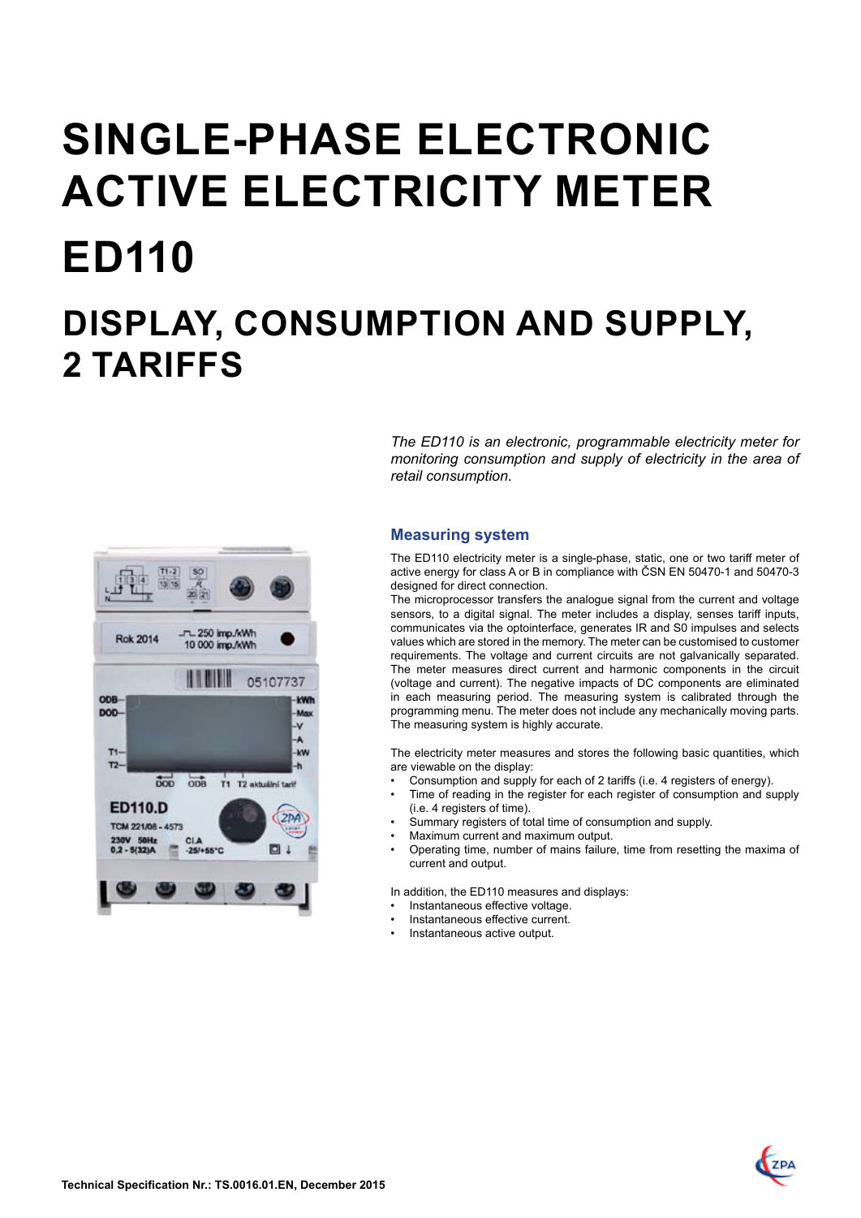# SINGLE-PHASE ELECTRONIC ACTIVE ELECTRICITY METER

# ED110

## DISPLAY, CONSUMPTION AND SUPPLY, 2 TARIFFS

*The ED110 is an electronic, programmable electricity meter for monitoring consumption and supply of electricity in the area of retail consumption.*

### Measuring system

The ED110 electricity meter is a single-phase, static, one or two tariff meter of active energy for class A or B in compliance with ČSN EN 50470-1 and 50470-3 designed for direct connection.

The microprocessor transfers the analogue signal from the current and voltage sensors, to a digital signal. The meter includes a display, senses tariff inputs, communicates via the optointerface, generates IR and S0 impulses and selects values which are stored in the memory. The meter can be customised to customer requirements. The voltage and current circuits are not galvanically separated. The meter measures direct current and harmonic components in the circuit (voltage and current). The negative impacts of DC components are eliminated in each measuring period. The measuring system is calibrated through the programming menu. The meter does not include any mechanically moving parts. The measuring system is highly accurate.

The electricity meter measures and stores the following basic quantities, which are viewable on the display:

- Consumption and supply for each of 2 tariffs (i.e. 4 registers of energy).
- Time of reading in the register for each register of consumption and supply (i.e. 4 registers of time).
- Summary registers of total time of consumption and supply.
- Maximum current and maximum output.
- Operating time, number of mains failure, time from resetting the maxima of current and output.

In addition, the ED110 measures and displays:

- Instantaneous effective voltage.
- Instantaneous effective current.
- Instantaneous active output.

Technical Specification Nr.: TS.0016.01.EN, December 2015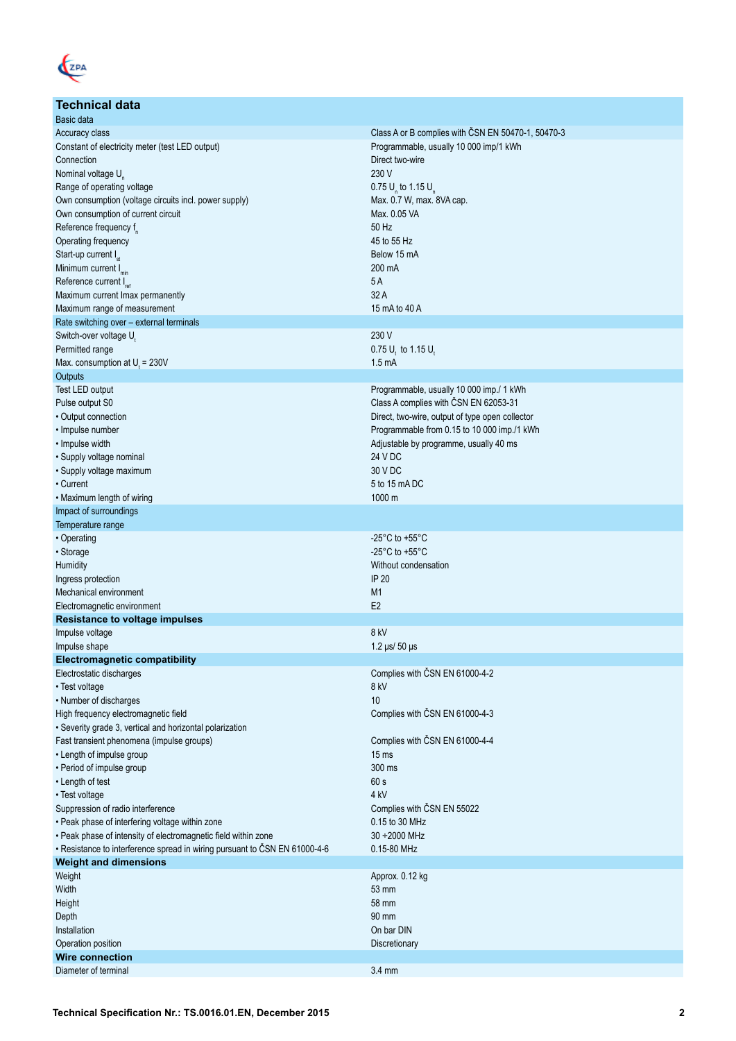## Technical data

| Basic data | |
|---|---|
| Accuracy class | Class A or B complies with ČSN EN 50470-1, 50470-3 |
| Constant of electricity meter (test LED output) | Programmable, usually 10 000 imp/1 kWh |
| Connection | Direct two-wire |
| Nominal voltage $U_n$ | 230 V |
| Range of operating voltage | 0.75 $U_n$ to 1.15 $U_n$ |
| Own consumption (voltage circuits incl. power supply) | Max. 0.7 W, max. 8VA cap. |
| Own consumption of current circuit | Max. 0.05 VA |
| Reference frequency $f_n$ | 50 Hz |
| Operating frequency | 45 to 55 Hz |
| Start-up current $I_{st}$ | Below 15 mA |
| Minimum current $I_{min}$ | 200 mA |
| Reference current $I_{ref}$ | 5 A |
| Maximum current Imax permanently | 32 A |
| Maximum range of measurement | 15 mA to 40 A |
| **Rate switching over – external terminals** | |
| Switch-over voltage $U_t$ | 230 V |
| Permitted range | 0.75 $U_t$ to 1.15 $U_t$ |
| Max. consumption at $U_t$ = 230V | 1.5 mA |
| **Outputs** | |
| Test LED output | Programmable, usually 10 000 imp./ 1 kWh |
| Pulse output S0 | Class A complies with ČSN EN 62053-31 |
| • Output connection | Direct, two-wire, output of type open collector |
| • Impulse number | Programmable from 0.15 to 10 000 imp./1 kWh |
| • Impulse width | Adjustable by programme, usually 40 ms |
| • Supply voltage nominal | 24 V DC |
| • Supply voltage maximum | 30 V DC |
| • Current | 5 to 15 mA DC |
| • Maximum length of wiring | 1000 m |
| **Impact of surroundings** | |
| **Temperature range** | |
| • Operating | -25°C to +55°C |
| • Storage | -25°C to +55°C |
| Humidity | Without condensation |
| Ingress protection | IP 20 |
| Mechanical environment | M1 |
| Electromagnetic environment | E2 |
| **Resistance to voltage impulses** | |
| Impulse voltage | 8 kV |
| Impulse shape | 1.2 µs/ 50 µs |
| **Electromagnetic compatibility** | |
| Electrostatic discharges | Complies with ČSN EN 61000-4-2 |
| • Test voltage | 8 kV |
| • Number of discharges | 10 |
| High frequency electromagnetic field | Complies with ČSN EN 61000-4-3 |
| • Severity grade 3, vertical and horizontal polarization | |
| Fast transient phenomena (impulse groups) | Complies with ČSN EN 61000-4-4 |
| • Length of impulse group | 15 ms |
| • Period of impulse group | 300 ms |
| • Length of test | 60 s |
| • Test voltage | 4 kV |
| Suppression of radio interference | Complies with ČSN EN 55022 |
| • Peak phase of interfering voltage within zone | 0.15 to 30 MHz |
| • Peak phase of intensity of electromagnetic field within zone | 30 ÷2000 MHz |
| • Resistance to interference spread in wiring pursuant to ČSN EN 61000-4-6 | 0.15-80 MHz |
| **Weight and dimensions** | |
| Weight | Approx. 0.12 kg |
| Width | 53 mm |
| Height | 58 mm |
| Depth | 90 mm |
| Installation | On bar DIN |
| Operation position | Discretionary |
| **Wire connection** | |
| Diameter of terminal | 3.4 mm |

**Technical Specification Nr.: TS.0016.01.EN, December 2015**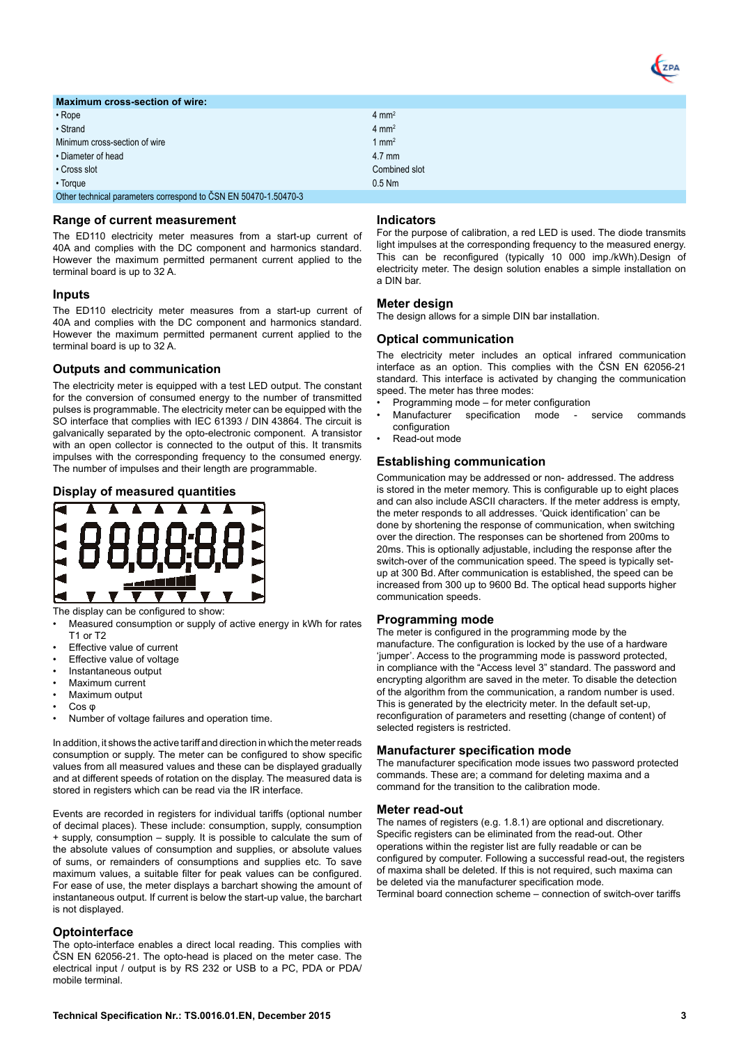| Maximum cross-section of wire: | |
|---|---|
| • Rope | 4 mm$^2$ |
| • Strand | 4 mm$^2$ |
| Minimum cross-section of wire | 1 mm$^2$ |
| • Diameter of head | 4.7 mm |
| • Cross slot | Combined slot |
| • Torque | 0.5 Nm |
| Other technical parameters correspond to ČSN EN 50470-1.50470-3 | |

## Range of current measurement

The ED110 electricity meter measures from a start-up current of 40A and complies with the DC component and harmonics standard. However the maximum permitted permanent current applied to the terminal board is up to 32 A.

## Inputs

The ED110 electricity meter measures from a start-up current of 40A and complies with the DC component and harmonics standard. However the maximum permitted permanent current applied to the terminal board is up to 32 A.

## Outputs and communication

The electricity meter is equipped with a test LED output. The constant for the conversion of consumed energy to the number of transmitted pulses is programmable. The electricity meter can be equipped with the SO interface that complies with IEC 61393 / DIN 43864. The circuit is galvanically separated by the opto-electronic component. A transistor with an open collector is connected to the output of this. It transmits impulses with the corresponding frequency to the consumed energy. The number of impulses and their length are programmable.

## Display of measured quantities

The display can be configured to show:

- Measured consumption or supply of active energy in kWh for rates T1 or T2
- Effective value of current
- Effective value of voltage
- Instantaneous output
- Maximum current
- Maximum output
- Cos φ
- Number of voltage failures and operation time.

In addition, it shows the active tariff and direction in which the meter reads consumption or supply. The meter can be configured to show specific values from all measured values and these can be displayed gradually and at different speeds of rotation on the display. The measured data is stored in registers which can be read via the IR interface.

Events are recorded in registers for individual tariffs (optional number of decimal places). These include: consumption, supply, consumption + supply, consumption – supply. It is possible to calculate the sum of the absolute values of consumption and supplies, or absolute values of sums, or remainders of consumptions and supplies etc. To save maximum values, a suitable filter for peak values can be configured. For ease of use, the meter displays a barchart showing the amount of instantaneous output. If current is below the start-up value, the barchart is not displayed.

## Optointerface

The opto-interface enables a direct local reading. This complies with ČSN EN 62056-21. The opto-head is placed on the meter case. The electrical input / output is by RS 232 or USB to a PC, PDA or PDA/ mobile terminal.

## Indicators

For the purpose of calibration, a red LED is used. The diode transmits light impulses at the corresponding frequency to the measured energy. This can be reconfigured (typically 10 000 imp./kWh).Design of electricity meter. The design solution enables a simple installation on a DIN bar.

## Meter design

The design allows for a simple DIN bar installation.

## Optical communication

The electricity meter includes an optical infrared communication interface as an option. This complies with the ČSN EN 62056-21 standard. This interface is activated by changing the communication speed. The meter has three modes:

- Programming mode – for meter configuration
- Manufacturer specification mode - service commands configuration
- Read-out mode

## Establishing communication

Communication may be addressed or non- addressed. The address is stored in the meter memory. This is configurable up to eight places and can also include ASCII characters. If the meter address is empty, the meter responds to all addresses. 'Quick identification' can be done by shortening the response of communication, when switching over the direction. The responses can be shortened from 200ms to 20ms. This is optionally adjustable, including the response after the switch-over of the communication speed. The speed is typically set-up at 300 Bd. After communication is established, the speed can be increased from 300 up to 9600 Bd. The optical head supports higher communication speeds.

## Programming mode

The meter is configured in the programming mode by the manufacture. The configuration is locked by the use of a hardware 'jumper'. Access to the programming mode is password protected, in compliance with the "Access level 3" standard. The password and encrypting algorithm are saved in the meter. To disable the detection of the algorithm from the communication, a random number is used. This is generated by the electricity meter. In the default set-up, reconfiguration of parameters and resetting (change of content) of selected registers is restricted.

## Manufacturer specification mode

The manufacturer specification mode issues two password protected commands. These are; a command for deleting maxima and a command for the transition to the calibration mode.

## Meter read-out

The names of registers (e.g. 1.8.1) are optional and discretionary. Specific registers can be eliminated from the read-out. Other operations within the register list are fully readable or can be configured by computer. Following a successful read-out, the registers of maxima shall be deleted. If this is not required, such maxima can be deleted via the manufacturer specification mode.

Terminal board connection scheme – connection of switch-over tariffs

**Technical Specification Nr.: TS.0016.01.EN, December 2015**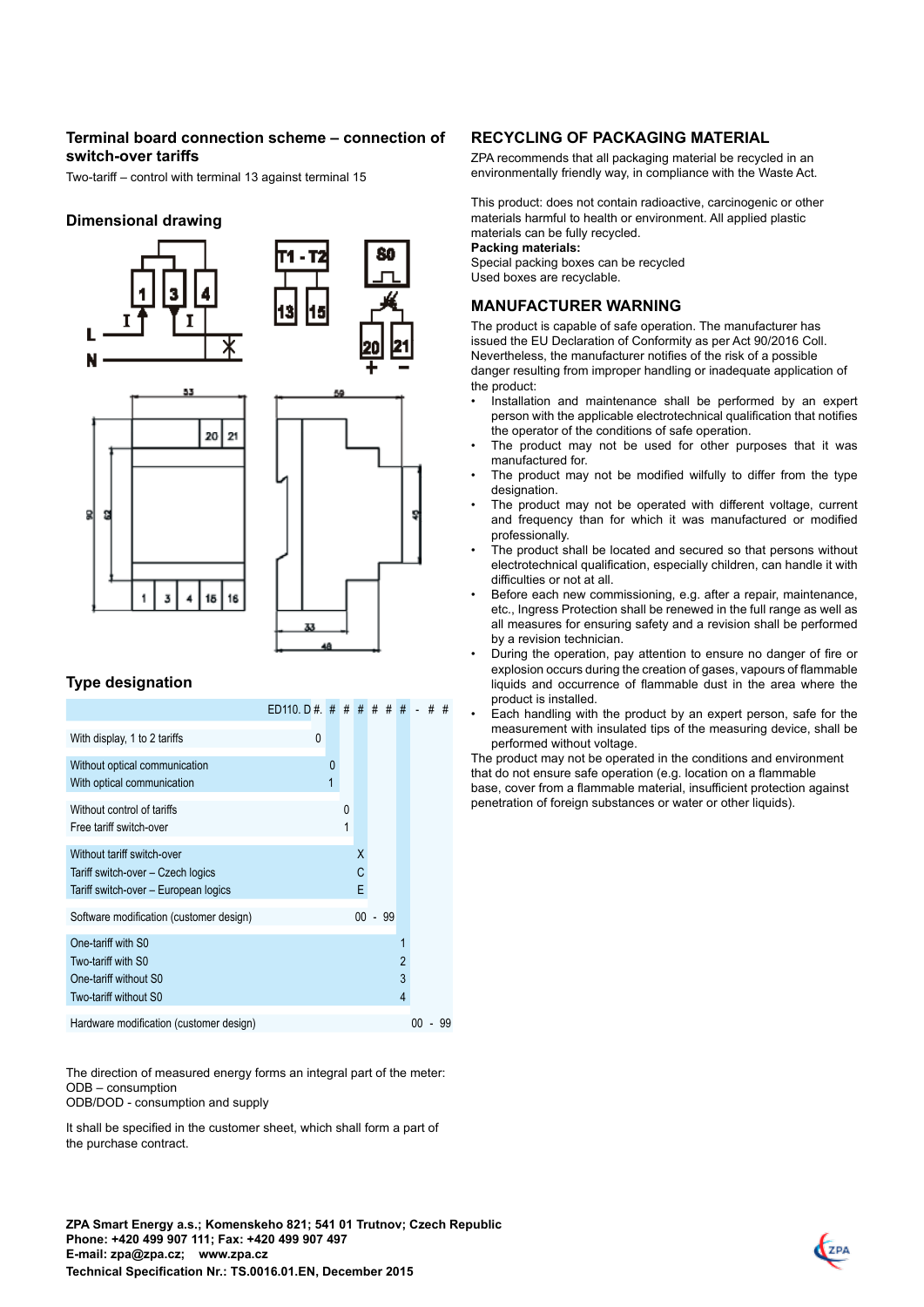### Terminal board connection scheme – connection of switch-over tariffs

Two-tariff – control with terminal 13 against terminal 15

### Dimensional drawing

T1 - T2

13 15

S0

20 21

+ −

L

N

1 3 4

53

20 21

90

62

1 3 4 15 16

59

45

33

48

### Type designation

| | ED110. D | # | # | # | # | # | # | - | # | # |
|---|---|---|---|---|---|---|---|---|---|---|
| With display, 1 to 2 tariffs | 0 | | | | | | | | | |
| Without optical communication | | 0 | | | | | | | | |
| With optical communication | | 1 | | | | | | | | |
| Without control of tariffs | | | 0 | | | | | | | |
| Free tariff switch-over | | | 1 | | | | | | | |
| Without tariff switch-over | | | | X | | | | | | |
| Tariff switch-over – Czech logics | | | | C | | | | | | |
| Tariff switch-over – European logics | | | | E | | | | | | |
| Software modification (customer design) | | | | | 00 | - | 99 | | | |
| One-tariff with S0 | | | | | | | 1 | | | |
| Two-tariff with S0 | | | | | | | 2 | | | |
| One-tariff without S0 | | | | | | | 3 | | | |
| Two-tariff without S0 | | | | | | | 4 | | | |
| Hardware modification (customer design) | | | | | | | | 00 | - | 99 |

The direction of measured energy forms an integral part of the meter:
ODB – consumption
ODB/DOD - consumption and supply

It shall be specified in the customer sheet, which shall form a part of the purchase contract.

## RECYCLING OF PACKAGING MATERIAL

ZPA recommends that all packaging material be recycled in an environmentally friendly way, in compliance with the Waste Act.

This product: does not contain radioactive, carcinogenic or other materials harmful to health or environment. All applied plastic materials can be fully recycled.
**Packing materials:**
Special packing boxes can be recycled
Used boxes are recyclable.

## MANUFACTURER WARNING

The product is capable of safe operation. The manufacturer has issued the EU Declaration of Conformity as per Act 90/2016 Coll. Nevertheless, the manufacturer notifies of the risk of a possible danger resulting from improper handling or inadequate application of the product:

- Installation and maintenance shall be performed by an expert person with the applicable electrotechnical qualification that notifies the operator of the conditions of safe operation.
- The product may not be used for other purposes that it was manufactured for.
- The product may not be modified wilfully to differ from the type designation.
- The product may not be operated with different voltage, current and frequency than for which it was manufactured or modified professionally.
- The product shall be located and secured so that persons without electrotechnical qualification, especially children, can handle it with difficulties or not at all.
- Before each new commissioning, e.g. after a repair, maintenance, etc., Ingress Protection shall be renewed in the full range as well as all measures for ensuring safety and a revision shall be performed by a revision technician.
- During the operation, pay attention to ensure no danger of fire or explosion occurs during the creation of gases, vapours of flammable liquids and occurrence of flammable dust in the area where the product is installed.
- Each handling with the product by an expert person, safe for the measurement with insulated tips of the measuring device, shall be performed without voltage.

The product may not be operated in the conditions and environment that do not ensure safe operation (e.g. location on a flammable base, cover from a flammable material, insufficient protection against penetration of foreign substances or water or other liquids).

**ZPA Smart Energy a.s.; Komenskeho 821; 541 01 Trutnov; Czech Republic**
**Phone: +420 499 907 111; Fax: +420 499 907 497**
**E-mail: zpa@zpa.cz; www.zpa.cz**
**Technical Specification Nr.: TS.0016.01.EN, December 2015**